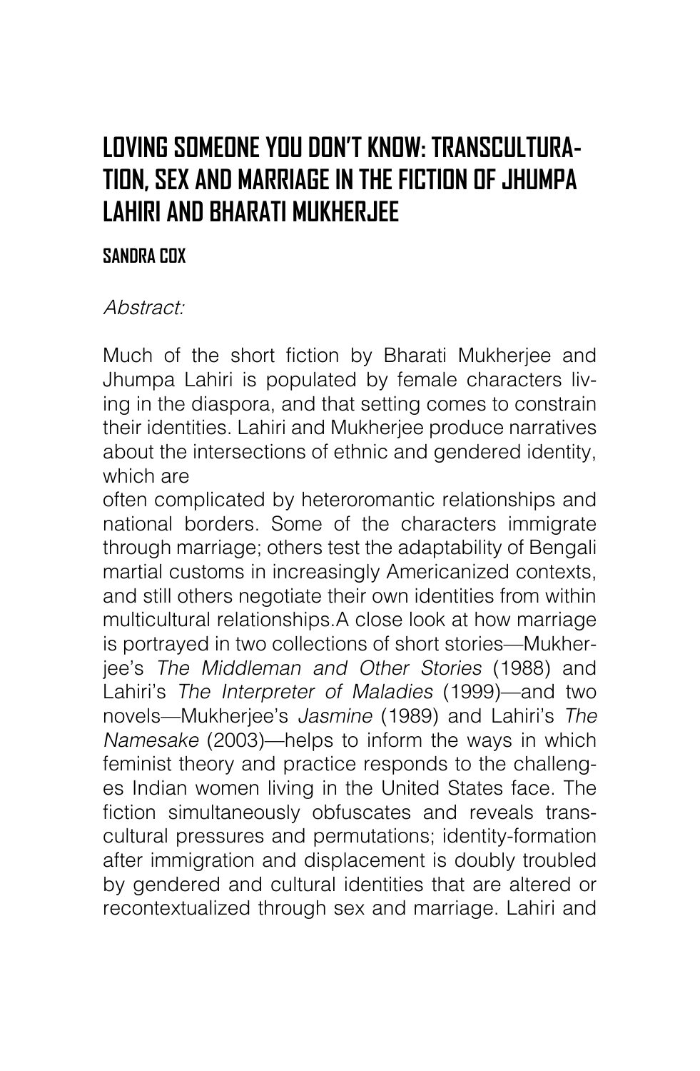# LOVING SOMEONE YOU DON'T KNOW: TRANSCULTURATION, SEX AND MARRIAGE IN THE FICTION OF JHUMPA LAHIRI AND BHARATI MUKHERJEE

**SANDRA COX**

*Abstract:*

Much of the short fiction by Bharati Mukherjee and Jhumpa Lahiri is populated by female characters living in the diaspora, and that setting comes to constrain their identities. Lahiri and Mukherjee produce narratives about the intersections of ethnic and gendered identity, which are often complicated by heteroromantic relationships and national borders. Some of the characters immigrate through marriage; others test the adaptability of Bengali martial customs in increasingly Americanized contexts, and still others negotiate their own identities from within multicultural relationships.A close look at how marriage is portrayed in two collections of short stories—Mukherjee's *The Middleman and Other Stories* (1988) and Lahiri's *The Interpreter of Maladies* (1999)—and two novels—Mukherjee's *Jasmine* (1989) and Lahiri's *The Namesake* (2003)—helps to inform the ways in which feminist theory and practice responds to the challenges Indian women living in the United States face. The fiction simultaneously obfuscates and reveals transcultural pressures and permutations; identity-formation after immigration and displacement is doubly troubled by gendered and cultural identities that are altered or recontextualized through sex and marriage. Lahiri and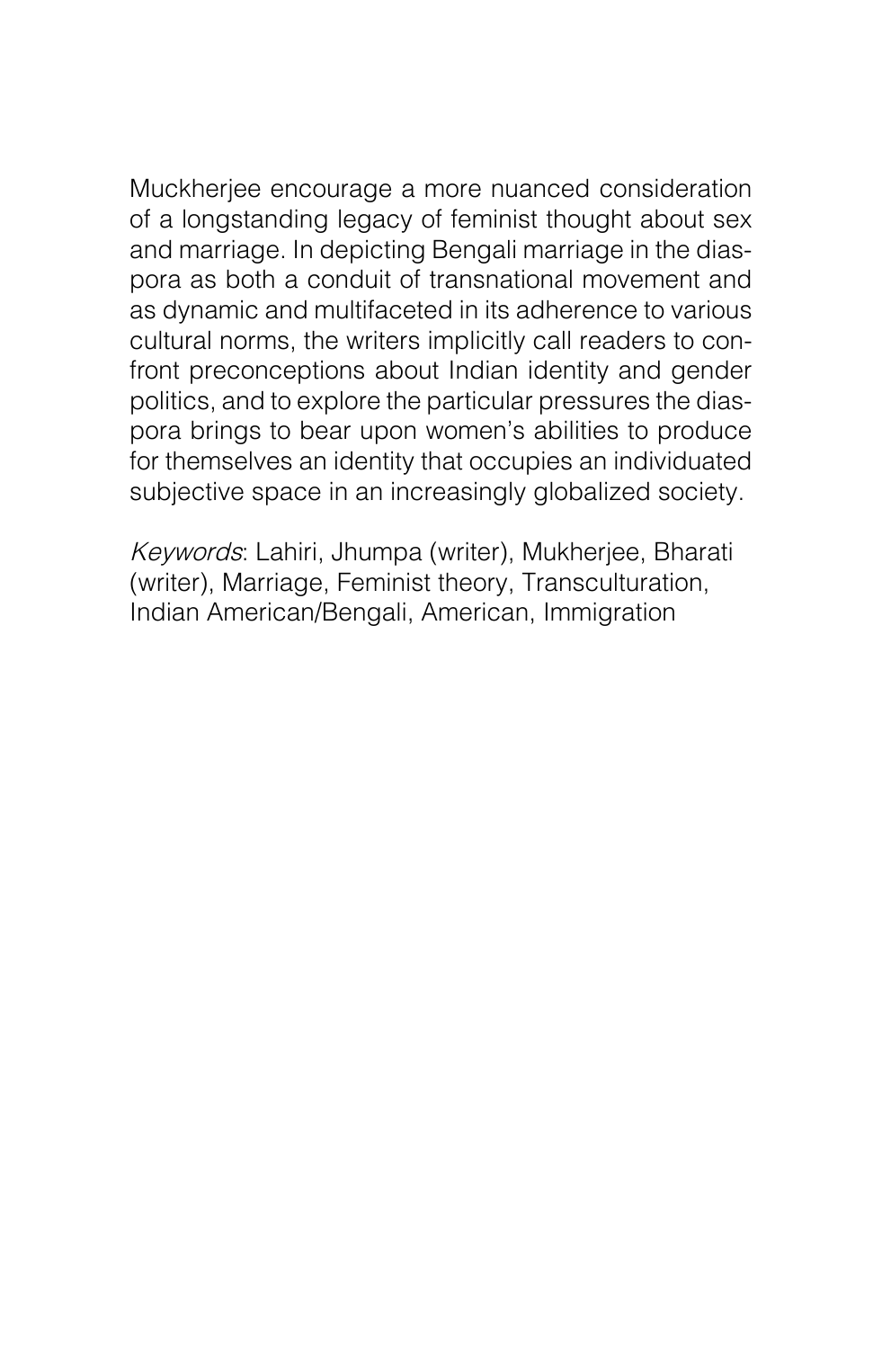Muckherjee encourage a more nuanced consideration of a longstanding legacy of feminist thought about sex and marriage. In depicting Bengali marriage in the diaspora as both a conduit of transnational movement and as dynamic and multifaceted in its adherence to various cultural norms, the writers implicitly call readers to confront preconceptions about Indian identity and gender politics, and to explore the particular pressures the diaspora brings to bear upon women's abilities to produce for themselves an identity that occupies an individuated subjective space in an increasingly globalized society.

*Keywords*: Lahiri, Jhumpa (writer), Mukherjee, Bharati (writer), Marriage, Feminist theory, Transculturation, Indian American/Bengali, American, Immigration